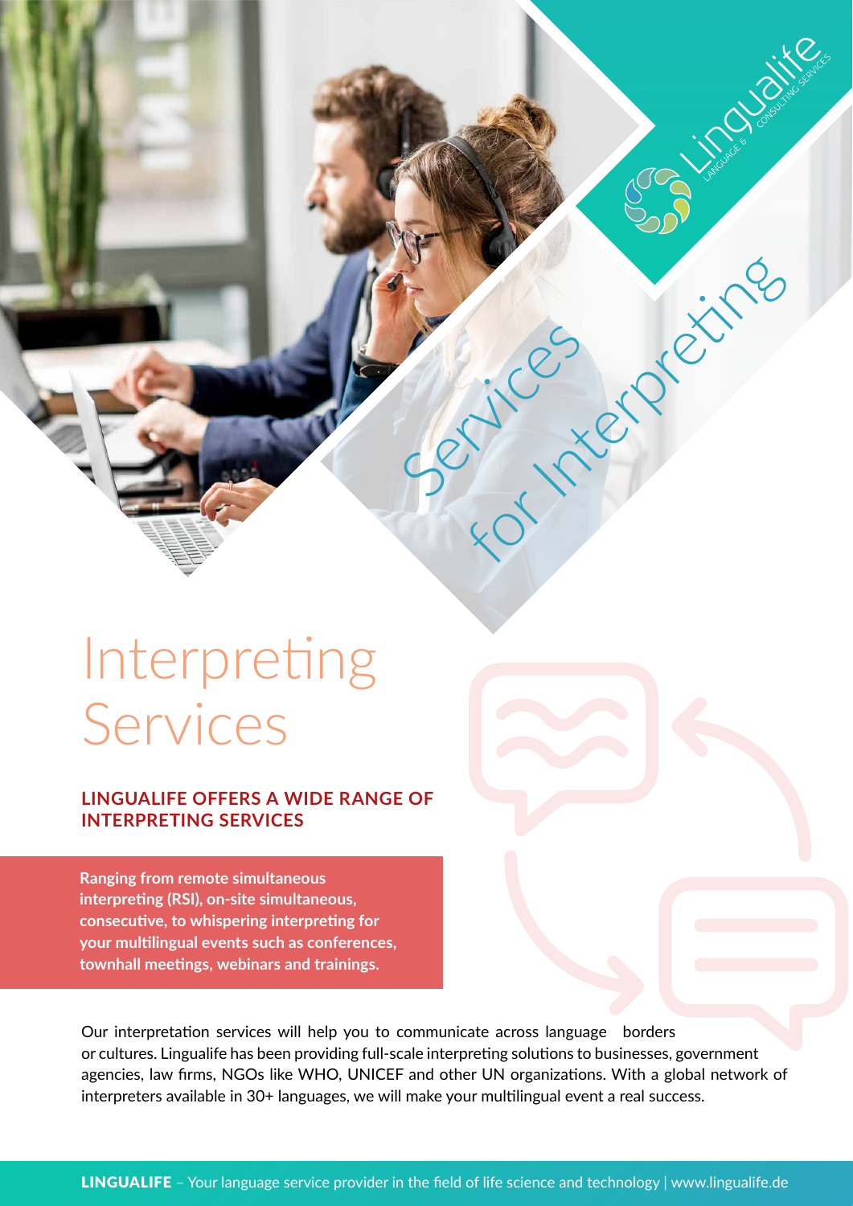Lingualife LANGUAGE & CONSULTING SERVICES

Services for Interpreting

# Interpreting Services

## LINGUALIFE OFFERS A WIDE RANGE OF INTERPRETING SERVICES

**Ranging from remote simultaneous interpreting (RSI), on-site simultaneous, consecutive, to whispering interpreting for your multilingual events such as conferences, townhall meetings, webinars and trainings.**

Our interpretation services will help you to communicate across language borders or cultures. Lingualife has been providing full-scale interpreting solutions to businesses, government agencies, law firms, NGOs like WHO, UNICEF and other UN organizations. With a global network of interpreters available in 30+ languages, we will make your multilingual event a real success.

**LINGUALIFE** – Your language service provider in the field of life science and technology | www.lingualife.de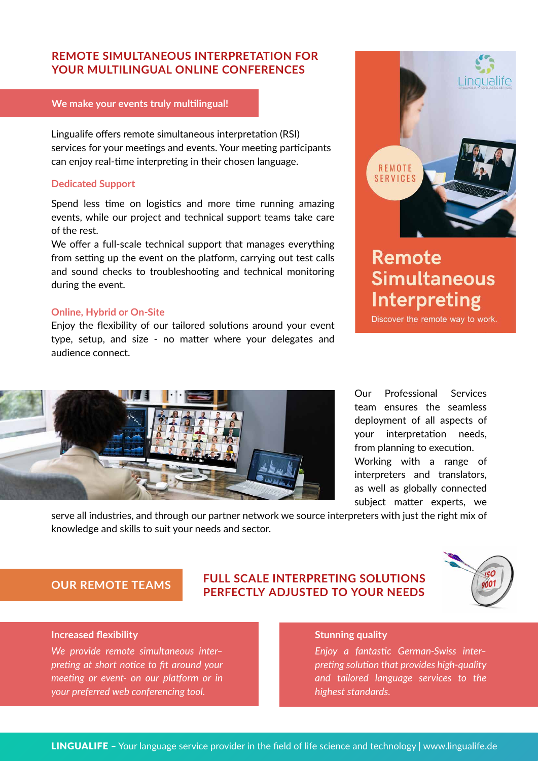## REMOTE SIMULTANEOUS INTERPRETATION FOR YOUR MULTILINGUAL ONLINE CONFERENCES

**We make your events truly multilingual!**

Lingualife offers remote simultaneous interpretation (RSI) services for your meetings and events. Your meeting participants can enjoy real-time interpreting in their chosen language.

### Dedicated Support

Spend less time on logistics and more time running amazing events, while our project and technical support teams take care of the rest.

We offer a full-scale technical support that manages everything from setting up the event on the platform, carrying out test calls and sound checks to troubleshooting and technical monitoring during the event.

### Online, Hybrid or On-Site

Enjoy the flexibility of our tailored solutions around your event type, setup, and size - no matter where your delegates and audience connect.

REMOTE SERVICES

Lingualife

**Remote Simultaneous Interpreting**

Discover the remote way to work.

Our Professional Services team ensures the seamless deployment of all aspects of your interpretation needs, from planning to execution.

Working with a range of interpreters and translators, as well as globally connected subject matter experts, we serve all industries, and through our partner network we source interpreters with just the right mix of knowledge and skills to suit your needs and sector.

## OUR REMOTE TEAMS

## FULL SCALE INTERPRETING SOLUTIONS PERFECTLY ADJUSTED TO YOUR NEEDS

**Increased flexibility**

*We provide remote simultaneous interpreting at short notice to fit around your meeting or event- on our platform or in your preferred web conferencing tool.*

**Stunning quality**

*Enjoy a fantastic German-Swiss interpreting solution that provides high-quality and tailored language services to the highest standards.*

**LINGUALIFE** – Your language service provider in the field of life science and technology | www.lingualife.de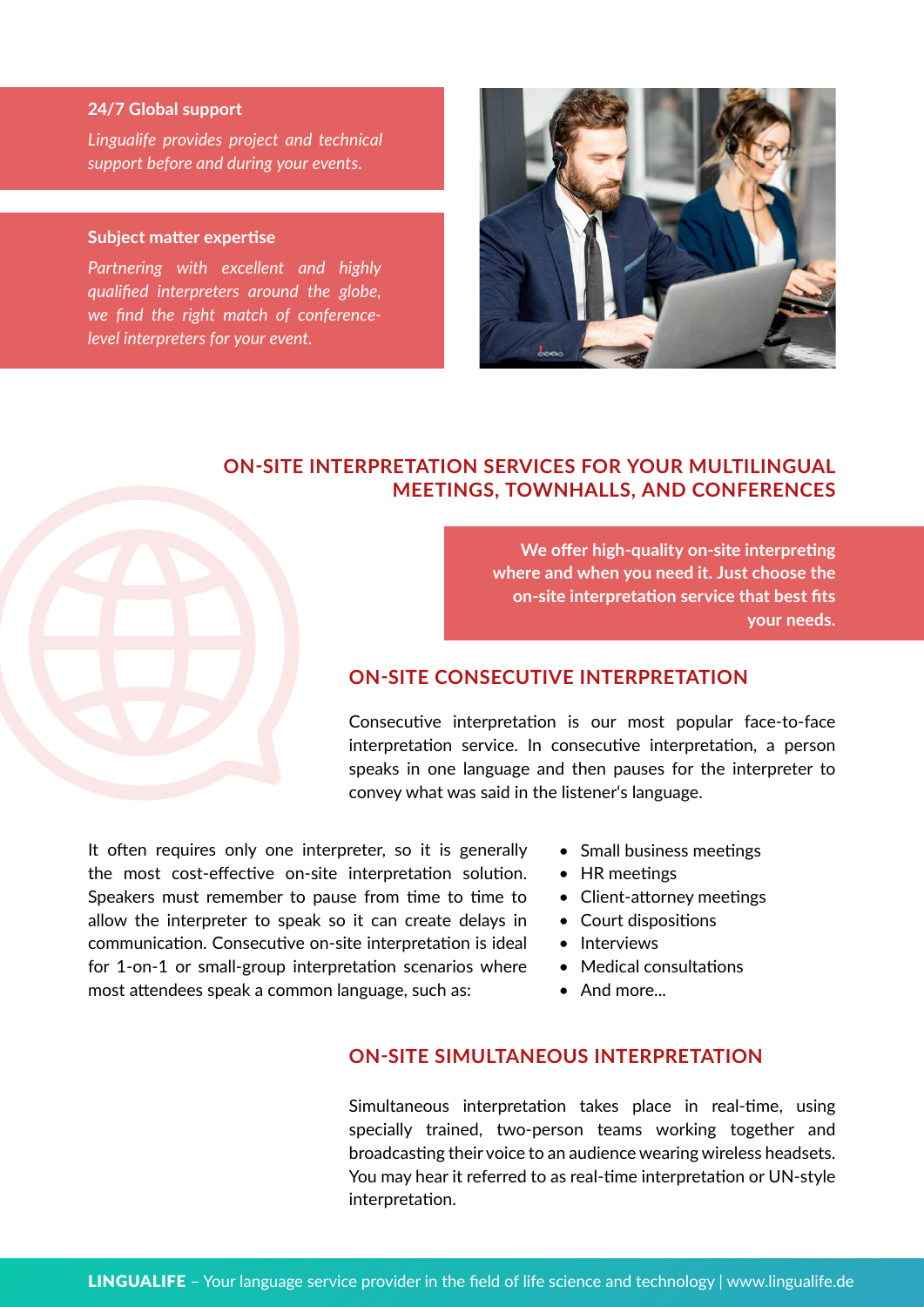**24/7 Global support**

*Lingualife provides project and technical support before and during your events.*

**Subject matter expertise**

*Partnering with excellent and highly qualified interpreters around the globe, we find the right match of conference-level interpreters for your event.*

## ON-SITE INTERPRETATION SERVICES FOR YOUR MULTILINGUAL MEETINGS, TOWNHALLS, AND CONFERENCES

**We offer high-quality on-site interpreting where and when you need it. Just choose the on-site interpretation service that best fits your needs.**

### ON-SITE CONSECUTIVE INTERPRETATION

Consecutive interpretation is our most popular face-to-face interpretation service. In consecutive interpretation, a person speaks in one language and then pauses for the interpreter to convey what was said in the listener‘s language.

It often requires only one interpreter, so it is generally the most cost-effective on-site interpretation solution. Speakers must remember to pause from time to time to allow the interpreter to speak so it can create delays in communication. Consecutive on-site interpretation is ideal for 1-on-1 or small-group interpretation scenarios where most attendees speak a common language, such as:

- Small business meetings
- HR meetings
- Client-attorney meetings
- Court dispositions
- Interviews
- Medical consultations
- And more...

### ON-SITE SIMULTANEOUS INTERPRETATION

Simultaneous interpretation takes place in real-time, using specially trained, two-person teams working together and broadcasting their voice to an audience wearing wireless headsets. You may hear it referred to as real-time interpretation or UN-style interpretation.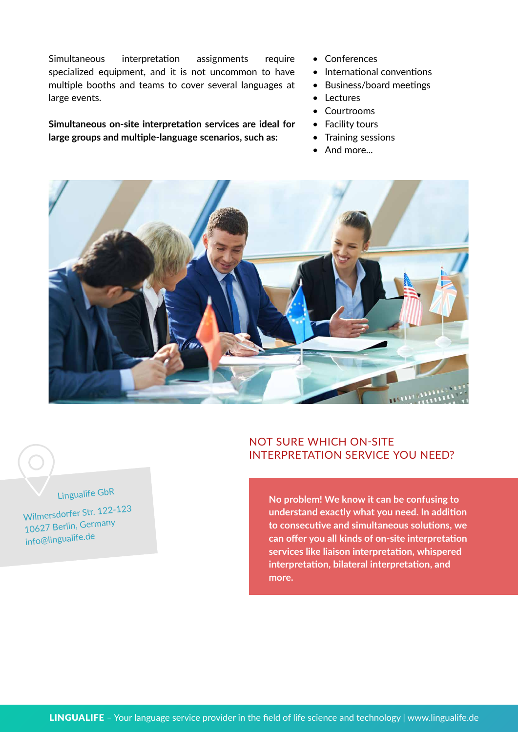Simultaneous interpretation assignments require specialized equipment, and it is not uncommon to have multiple booths and teams to cover several languages at large events.

**Simultaneous on-site interpretation services are ideal for large groups and multiple-language scenarios, such as:**

- Conferences
- International conventions
- Business/board meetings
- Lectures
- Courtrooms
- Facility tours
- Training sessions
- And more...

Lingualife GbR
Wilmersdorfer Str. 122-123
10627 Berlin, Germany
info@lingualife.de

## NOT SURE WHICH ON-SITE INTERPRETATION SERVICE YOU NEED?

**No problem! We know it can be confusing to understand exactly what you need. In addition to consecutive and simultaneous solutions, we can offer you all kinds of on-site interpretation services like liaison interpretation, whispered interpretation, bilateral interpretation, and more.**

**LINGUALIFE** – Your language service provider in the field of life science and technology | www.lingualife.de